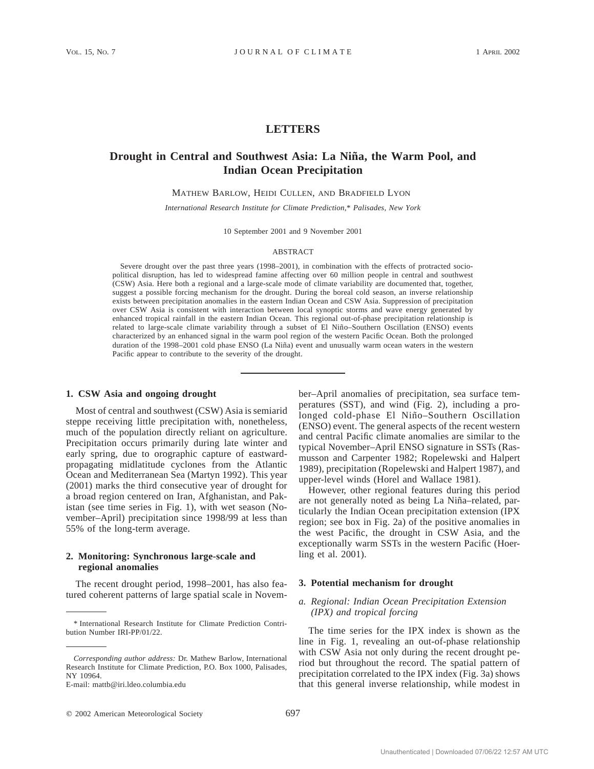## LETTERS

# Drought in Central and Southwest Asia: La Niña, the Warm Pool, and Indian Ocean Precipitation

MATHEW BARLOW, HEIDI CULLEN, AND BRADFIELD LYON

*International Research Institute for Climate Prediction,\* Palisades, New York*

10 September 2001 and 9 November 2001

### ABSTRACT

Severe drought over the past three years (1998–2001), in combination with the effects of protracted socio-political disruption, has led to widespread famine affecting over 60 million people in central and southwest (CSW) Asia. Here both a regional and a large-scale mode of climate variability are documented that, together, suggest a possible forcing mechanism for the drought. During the boreal cold season, an inverse relationship exists between precipitation anomalies in the eastern Indian Ocean and CSW Asia. Suppression of precipitation over CSW Asia is consistent with interaction between local synoptic storms and wave energy generated by enhanced tropical rainfall in the eastern Indian Ocean. This regional out-of-phase precipitation relationship is related to large-scale climate variability through a subset of El Niño–Southern Oscillation (ENSO) events characterized by an enhanced signal in the warm pool region of the western Pacific Ocean. Both the prolonged duration of the 1998–2001 cold phase ENSO (La Niña) event and unusually warm ocean waters in the western Pacific appear to contribute to the severity of the drought.

## 1. CSW Asia and ongoing drought

Most of central and southwest (CSW) Asia is semiarid steppe receiving little precipitation with, nonetheless, much of the population directly reliant on agriculture. Precipitation occurs primarily during late winter and early spring, due to orographic capture of eastward-propagating midlatitude cyclones from the Atlantic Ocean and Mediterranean Sea (Martyn 1992). This year (2001) marks the third consecutive year of drought for a broad region centered on Iran, Afghanistan, and Pakistan (see time series in Fig. 1), with wet season (November–April) precipitation since 1998/99 at less than 55% of the long-term average.

## 2. Monitoring: Synchronous large-scale and regional anomalies

The recent drought period, 1998–2001, has also featured coherent patterns of large spatial scale in November–April anomalies of precipitation, sea surface temperatures (SST), and wind (Fig. 2), including a prolonged cold-phase El Niño–Southern Oscillation (ENSO) event. The general aspects of the recent western and central Pacific climate anomalies are similar to the typical November–April ENSO signature in SSTs (Rasmusson and Carpenter 1982; Ropelewski and Halpert 1989), precipitation (Ropelewski and Halpert 1987), and upper-level winds (Horel and Wallace 1981).

However, other regional features during this period are not generally noted as being La Niña–related, particularly the Indian Ocean precipitation extension (IPX region; see box in Fig. 2a) of the positive anomalies in the west Pacific, the drought in CSW Asia, and the exceptionally warm SSTs in the western Pacific (Hoerling et al. 2001).

## 3. Potential mechanism for drought

### *a. Regional: Indian Ocean Precipitation Extension (IPX) and tropical forcing*

The time series for the IPX index is shown as the line in Fig. 1, revealing an out-of-phase relationship with CSW Asia not only during the recent drought period but throughout the record. The spatial pattern of precipitation correlated to the IPX index (Fig. 3a) shows that this general inverse relationship, while modest in

---

\* International Research Institute for Climate Prediction Contribution Number IRI-PP/01/22.

*Corresponding author address:* Dr. Mathew Barlow, International Research Institute for Climate Prediction, P.O. Box 1000, Palisades, NY 10964.
E-mail: mattb@iri.ldeo.columbia.edu

© 2002 American Meteorological Society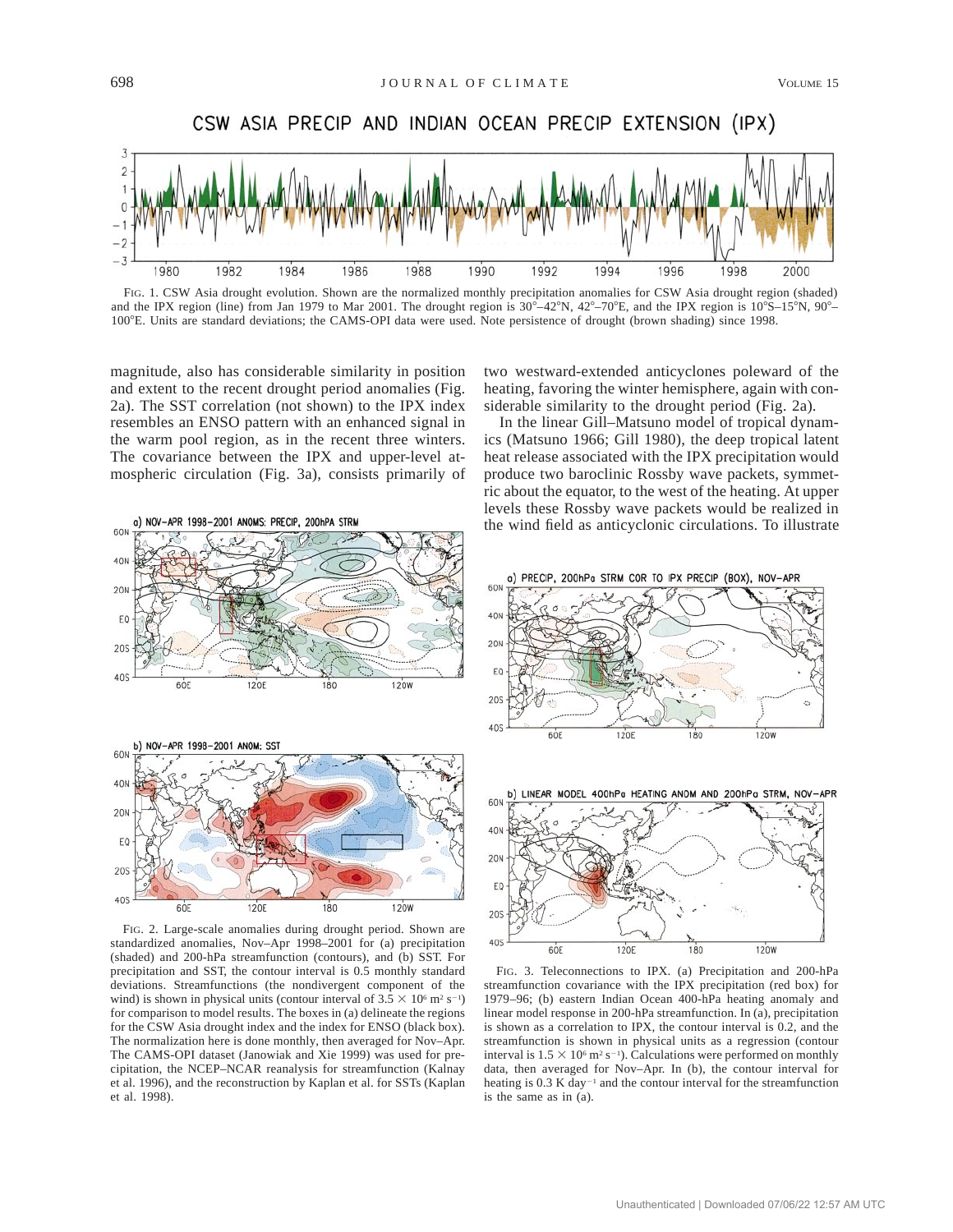Fig. 1. CSW Asia drought evolution. Shown are the normalized monthly precipitation anomalies for CSW Asia drought region (shaded) and the IPX region (line) from Jan 1979 to Mar 2001. The drought region is 30°–42°N, 42°–70°E, and the IPX region is 10°S–15°N, 90°–100°E. Units are standard deviations; the CAMS-OPI data were used. Note persistence of drought (brown shading) since 1998.

magnitude, also has considerable similarity in position and extent to the recent drought period anomalies (Fig. 2a). The SST correlation (not shown) to the IPX index resembles an ENSO pattern with an enhanced signal in the warm pool region, as in the recent three winters. The covariance between the IPX and upper-level atmospheric circulation (Fig. 3a), consists primarily of two westward-extended anticyclones poleward of the heating, favoring the winter hemisphere, again with considerable similarity to the drought period (Fig. 2a).

In the linear Gill–Matsuno model of tropical dynamics (Matsuno 1966; Gill 1980), the deep tropical latent heat release associated with the IPX precipitation would produce two baroclinic Rossby wave packets, symmetric about the equator, to the west of the heating. At upper levels these Rossby wave packets would be realized in the wind field as anticyclonic circulations. To illustrate

Fig. 2. Large-scale anomalies during drought period. Shown are standardized anomalies, Nov–Apr 1998–2001 for (a) precipitation (shaded) and 200-hPa streamfunction (contours), and (b) SST. For precipitation and SST, the contour interval is 0.5 monthly standard deviations. Streamfunctions (the nondivergent component of the wind) is shown in physical units (contour interval of $3.5 \times 10^6$ m$^2$ s$^{-1}$) for comparison to model results. The boxes in (a) delineate the regions for the CSW Asia drought index and the index for ENSO (black box). The normalization here is done monthly, then averaged for Nov–Apr. The CAMS-OPI dataset (Janowiak and Xie 1999) was used for precipitation, the NCEP–NCAR reanalysis for streamfunction (Kalnay et al. 1996), and the reconstruction by Kaplan et al. for SSTs (Kaplan et al. 1998).

Fig. 3. Teleconnections to IPX. (a) Precipitation and 200-hPa streamfunction covariance with the IPX precipitation (red box) for 1979–96; (b) eastern Indian Ocean 400-hPa heating anomaly and linear model response in 200-hPa streamfunction. In (a), precipitation is shown as a correlation to IPX, the contour interval is 0.2, and the streamfunction is shown in physical units as a regression (contour interval is $1.5 \times 10^6$ m$^2$ s$^{-1}$). Calculations were performed on monthly data, then averaged for Nov–Apr. In (b), the contour interval for heating is 0.3 K day$^{-1}$ and the contour interval for the streamfunction is the same as in (a).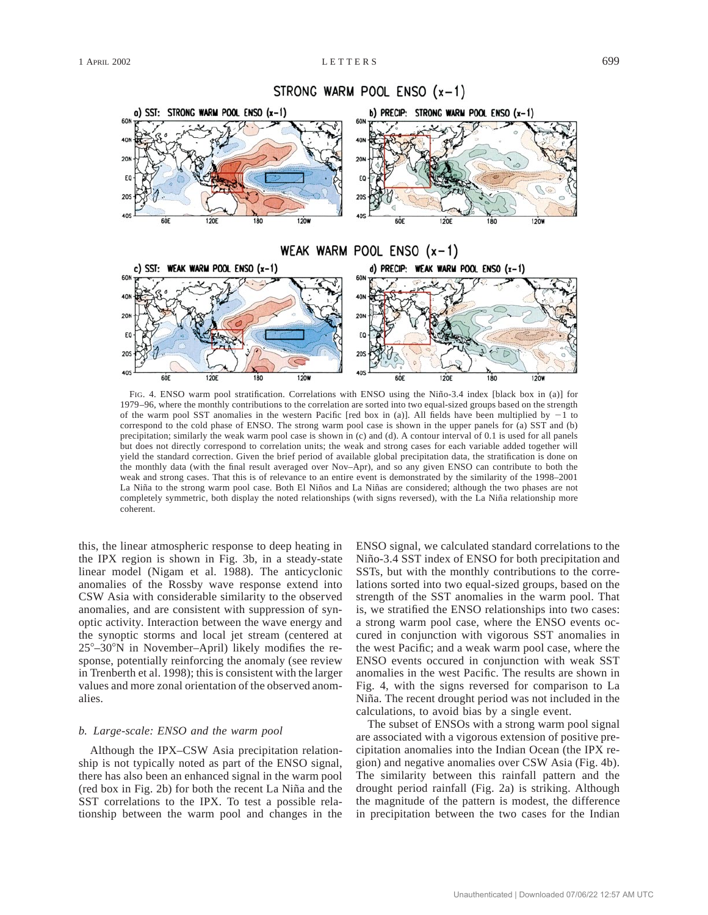STRONG WARM POOL ENSO (x−1)

WEAK WARM POOL ENSO (x−1)

FIG. 4. ENSO warm pool stratification. Correlations with ENSO using the Niño-3.4 index [black box in (a)] for 1979–96, where the monthly contributions to the correlation are sorted into two equal-sized groups based on the strength of the warm pool SST anomalies in the western Pacific [red box in (a)]. All fields have been multiplied by −1 to correspond to the cold phase of ENSO. The strong warm pool case is shown in the upper panels for (a) SST and (b) precipitation; similarly the weak warm pool case is shown in (c) and (d). A contour interval of 0.1 is used for all panels but does not directly correspond to correlation units; the weak and strong cases for each variable added together will yield the standard correction. Given the brief period of available global precipitation data, the stratification is done on the monthly data (with the final result averaged over Nov–Apr), and so any given ENSO can contribute to both the weak and strong cases. That this is of relevance to an entire event is demonstrated by the similarity of the 1998–2001 La Niña to the strong warm pool case. Both El Niños and La Niñas are considered; although the two phases are not completely symmetric, both display the noted relationships (with signs reversed), with the La Niña relationship more coherent.

this, the linear atmospheric response to deep heating in the IPX region is shown in Fig. 3b, in a steady-state linear model (Nigam et al. 1988). The anticyclonic anomalies of the Rossby wave response extend into CSW Asia with considerable similarity to the observed anomalies, and are consistent with suppression of synoptic activity. Interaction between the wave energy and the synoptic storms and local jet stream (centered at 25°–30°N in November–April) likely modifies the response, potentially reinforcing the anomaly (see review in Trenberth et al. 1998); this is consistent with the larger values and more zonal orientation of the observed anomalies.

### *b. Large-scale: ENSO and the warm pool*

Although the IPX–CSW Asia precipitation relationship is not typically noted as part of the ENSO signal, there has also been an enhanced signal in the warm pool (red box in Fig. 2b) for both the recent La Niña and the SST correlations to the IPX. To test a possible relationship between the warm pool and changes in the ENSO signal, we calculated standard correlations to the Niño-3.4 SST index of ENSO for both precipitation and SSTs, but with the monthly contributions to the correlations sorted into two equal-sized groups, based on the strength of the SST anomalies in the warm pool. That is, we stratified the ENSO relationships into two cases: a strong warm pool case, where the ENSO events occurred in conjunction with vigorous SST anomalies in the west Pacific; and a weak warm pool case, where the ENSO events occured in conjunction with weak SST anomalies in the west Pacific. The results are shown in Fig. 4, with the signs reversed for comparison to La Niña. The recent drought period was not included in the calculations, to avoid bias by a single event.

The subset of ENSOs with a strong warm pool signal are associated with a vigorous extension of positive precipitation anomalies into the Indian Ocean (the IPX region) and negative anomalies over CSW Asia (Fig. 4b). The similarity between this rainfall pattern and the drought period rainfall (Fig. 2a) is striking. Although the magnitude of the pattern is modest, the difference in precipitation between the two cases for the Indian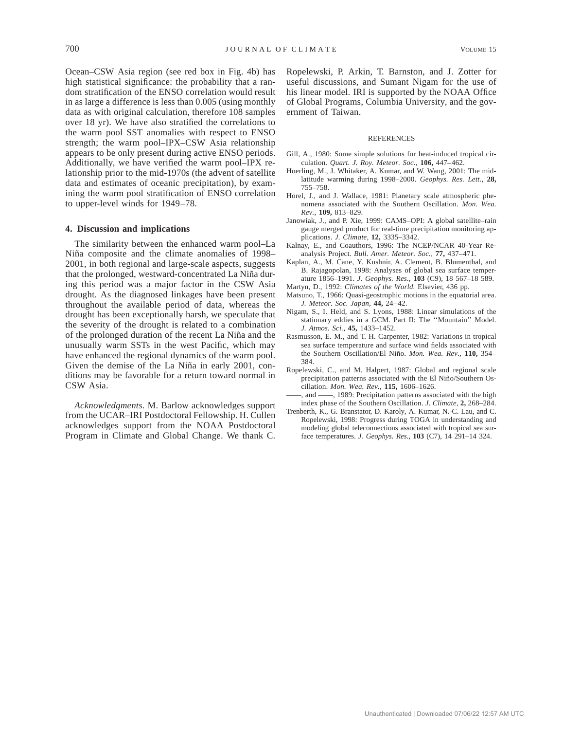Ocean–CSW Asia region (see red box in Fig. 4b) has high statistical significance: the probability that a random stratification of the ENSO correlation would result in as large a difference is less than 0.005 (using monthly data as with original calculation, therefore 108 samples over 18 yr). We have also stratified the correlations to the warm pool SST anomalies with respect to ENSO strength; the warm pool–IPX–CSW Asia relationship appears to be only present during active ENSO periods. Additionally, we have verified the warm pool–IPX relationship prior to the mid-1970s (the advent of satellite data and estimates of oceanic precipitation), by examining the warm pool stratification of ENSO correlation to upper-level winds for 1949–78.

## 4. Discussion and implications

The similarity between the enhanced warm pool–La Niña composite and the climate anomalies of 1998–2001, in both regional and large-scale aspects, suggests that the prolonged, westward-concentrated La Niña during this period was a major factor in the CSW Asia drought. As the diagnosed linkages have been present throughout the available period of data, whereas the drought has been exceptionally harsh, we speculate that the severity of the drought is related to a combination of the prolonged duration of the recent La Niña and the unusually warm SSTs in the west Pacific, which may have enhanced the regional dynamics of the warm pool. Given the demise of the La Niña in early 2001, conditions may be favorable for a return toward normal in CSW Asia.

*Acknowledgments.* M. Barlow acknowledges support from the UCAR–IRI Postdoctoral Fellowship. H. Cullen acknowledges support from the NOAA Postdoctoral Program in Climate and Global Change. We thank C. Ropelewski, P. Arkin, T. Barnston, and J. Zotter for useful discussions, and Sumant Nigam for the use of his linear model. IRI is supported by the NOAA Office of Global Programs, Columbia University, and the government of Taiwan.

## REFERENCES

Gill, A., 1980: Some simple solutions for heat-induced tropical circulation. *Quart. J. Roy. Meteor. Soc.,* **106,** 447–462.

Hoerling, M., J. Whitaker, A. Kumar, and W. Wang, 2001: The midlatitude warming during 1998–2000. *Geophys. Res. Lett.,* **28,** 755–758.

Horel, J., and J. Wallace, 1981: Planetary scale atmospheric phenomena associated with the Southern Oscillation. *Mon. Wea. Rev.,* **109,** 813–829.

Janowiak, J., and P. Xie, 1999: CAMS–OPI: A global satellite–rain gauge merged product for real-time precipitation monitoring applications. *J. Climate,* **12,** 3335–3342.

Kalnay, E., and Coauthors, 1996: The NCEP/NCAR 40-Year Reanalysis Project. *Bull. Amer. Meteor. Soc.,* **77,** 437–471.

Kaplan, A., M. Cane, Y. Kushnir, A. Clement, B. Blumenthal, and B. Rajagopolan, 1998: Analyses of global sea surface temperature 1856–1991. *J. Geophys. Res.,* **103** (C9), 18 567–18 589.

Martyn, D., 1992: *Climates of the World.* Elsevier, 436 pp.

Matsuno, T., 1966: Quasi-geostrophic motions in the equatorial area. *J. Meteor. Soc. Japan,* **44,** 24–42.

Nigam, S., I. Held, and S. Lyons, 1988: Linear simulations of the stationary eddies in a GCM. Part II: The ''Mountain'' Model. *J. Atmos. Sci.,* **45,** 1433–1452.

Rasmusson, E. M., and T. H. Carpenter, 1982: Variations in tropical sea surface temperature and surface wind fields associated with the Southern Oscillation/El Niño. *Mon. Wea. Rev.,* **110,** 354–384.

Ropelewski, C., and M. Halpert, 1987: Global and regional scale precipitation patterns associated with the El Niño/Southern Oscillation. *Mon. Wea. Rev.,* **115,** 1606–1626.

——, and ——, 1989: Precipitation patterns associated with the high index phase of the Southern Oscillation. *J. Climate,* **2,** 268–284.

Trenberth, K., G. Branstator, D. Karoly, A. Kumar, N.-C. Lau, and C. Ropelewski, 1998: Progress during TOGA in understanding and modeling global teleconnections associated with tropical sea surface temperatures. *J. Geophys. Res.,* **103** (C7), 14 291–14 324.